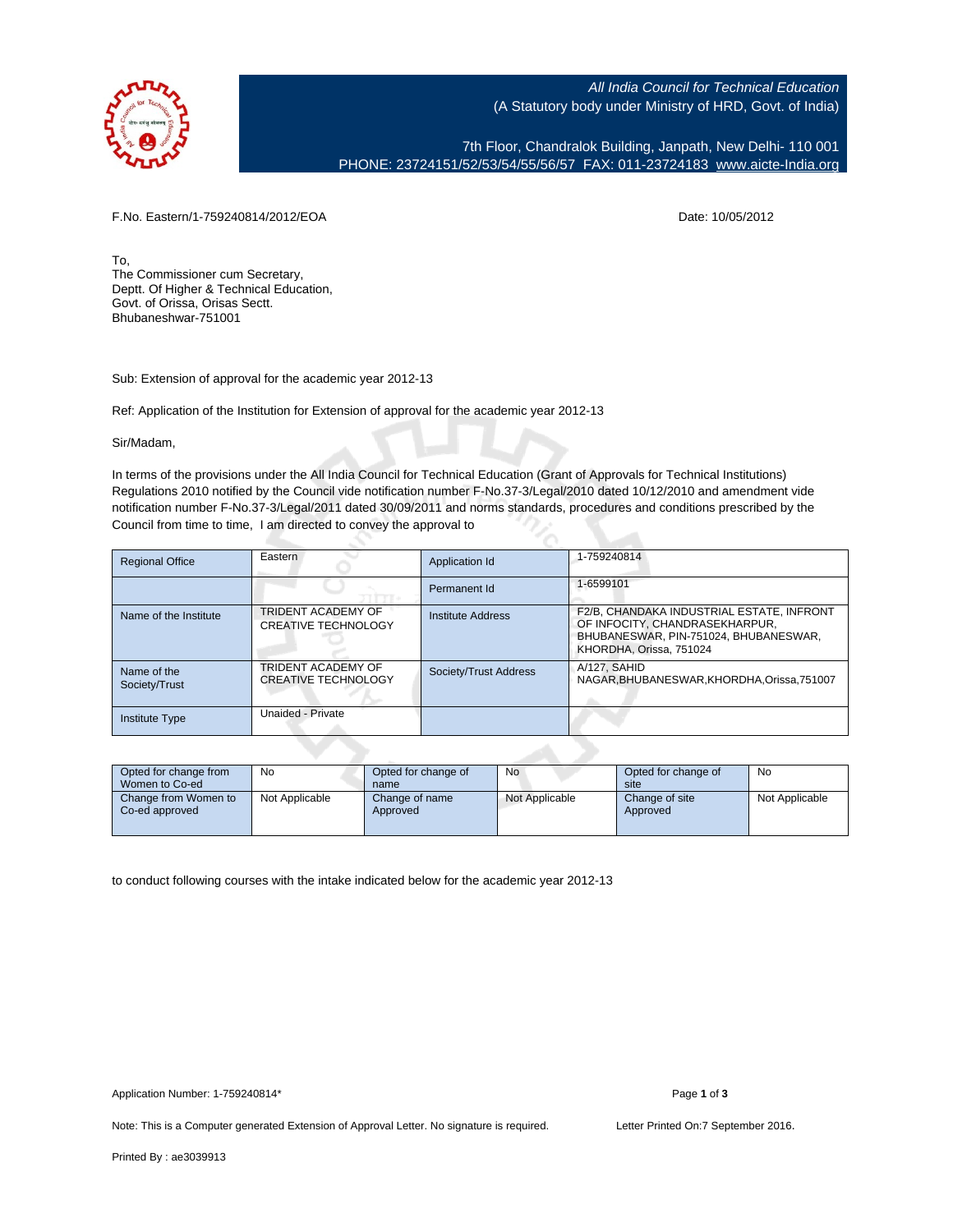All India Council for Technical Education
(A Statutory body under Ministry of HRD, Govt. of India)

7th Floor, Chandralok Building, Janpath, New Delhi- 110 001
PHONE: 23724151/52/53/54/55/56/57 FAX: 011-23724183 www.aicte-India.org

F.No. Eastern/1-759240814/2012/EOA

Date: 10/05/2012

To,
The Commissioner cum Secretary,
Deptt. Of Higher & Technical Education,
Govt. of Orissa, Orisas Sectt.
Bhubaneshwar-751001

Sub: Extension of approval for the academic year 2012-13

Ref: Application of the Institution for Extension of approval for the academic year 2012-13

Sir/Madam,

In terms of the provisions under the All India Council for Technical Education (Grant of Approvals for Technical Institutions) Regulations 2010 notified by the Council vide notification number F-No.37-3/Legal/2010 dated 10/12/2010 and amendment vide notification number F-No.37-3/Legal/2011 dated 30/09/2011 and norms standards, procedures and conditions prescribed by the Council from time to time, I am directed to convey the approval to

| Regional Office | Eastern | Application Id | 1-759240814 |
|---|---|---|---|
| | | Permanent Id | 1-6599101 |
| Name of the Institute | TRIDENT ACADEMY OF CREATIVE TECHNOLOGY | Institute Address | F2/B, CHANDAKA INDUSTRIAL ESTATE, INFRONT OF INFOCITY, CHANDRASEKHARPUR, BHUBANESWAR, PIN-751024, BHUBANESWAR, KHORDHA, Orissa, 751024 |
| Name of the Society/Trust | TRIDENT ACADEMY OF CREATIVE TECHNOLOGY | Society/Trust Address | A/127, SAHID NAGAR,BHUBANESWAR,KHORDHA,Orissa,751007 |
| Institute Type | Unaided - Private | | |

| Opted for change from Women to Co-ed | No | Opted for change of name | No | Opted for change of site | No |
|---|---|---|---|---|---|
| Change from Women to Co-ed approved | Not Applicable | Change of name Approved | Not Applicable | Change of site Approved | Not Applicable |

to conduct following courses with the intake indicated below for the academic year 2012-13

Application Number: 1-759240814*

Note: This is a Computer generated Extension of Approval Letter. No signature is required.

Letter Printed On:7 September 2016.

Printed By : ae3039913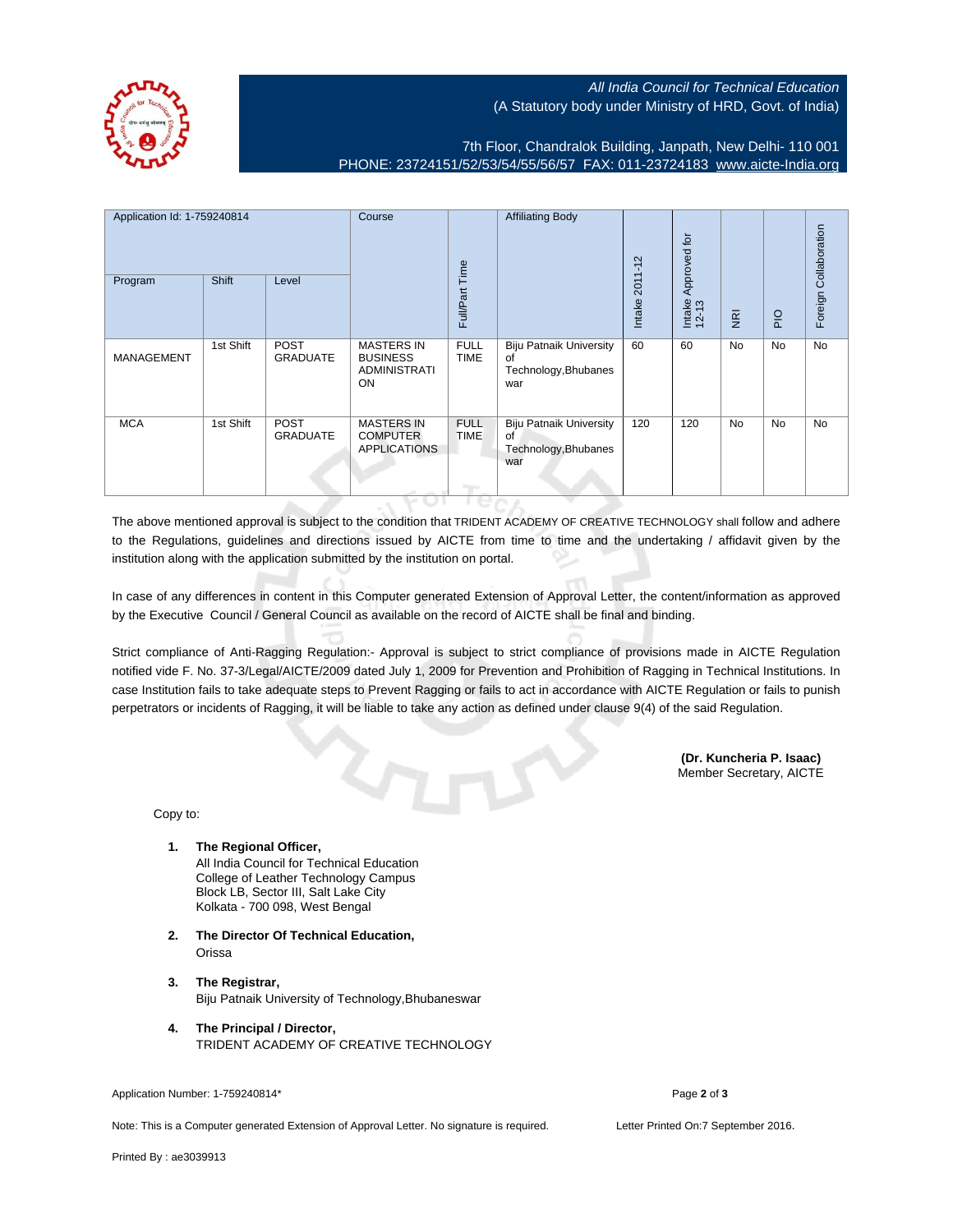All India Council for Technical Education
(A Statutory body under Ministry of HRD, Govt. of India)

7th Floor, Chandralok Building, Janpath, New Delhi- 110 001
PHONE: 23724151/52/53/54/55/56/57 FAX: 011-23724183 www.aicte-India.org

| Application Id: 1-759240814 | | | Course | Full/Part Time | Affiliating Body | Intake 2011-12 | Intake Approved for 12-13 | NRI | PIO | Foreign Collaboration |
|---|---|---|---|---|---|---|---|---|---|---|
| Program | Shift | Level | | | | | | | | |
| MANAGEMENT | 1st Shift | POST GRADUATE | MASTERS IN BUSINESS ADMINISTRATION | FULL TIME | Biju Patnaik University of Technology,Bhubaneswar | 60 | 60 | No | No | No |
| MCA | 1st Shift | POST GRADUATE | MASTERS IN COMPUTER APPLICATIONS | FULL TIME | Biju Patnaik University of Technology,Bhubaneswar | 120 | 120 | No | No | No |

The above mentioned approval is subject to the condition that TRIDENT ACADEMY OF CREATIVE TECHNOLOGY shall follow and adhere to the Regulations, guidelines and directions issued by AICTE from time to time and the undertaking / affidavit given by the institution along with the application submitted by the institution on portal.

In case of any differences in content in this Computer generated Extension of Approval Letter, the content/information as approved by the Executive Council / General Council as available on the record of AICTE shall be final and binding.

Strict compliance of Anti-Ragging Regulation:- Approval is subject to strict compliance of provisions made in AICTE Regulation notified vide F. No. 37-3/Legal/AICTE/2009 dated July 1, 2009 for Prevention and Prohibition of Ragging in Technical Institutions. In case Institution fails to take adequate steps to Prevent Ragging or fails to act in accordance with AICTE Regulation or fails to punish perpetrators or incidents of Ragging, it will be liable to take any action as defined under clause 9(4) of the said Regulation.

**(Dr. Kuncheria P. Isaac)**
Member Secretary, AICTE

Copy to:

1. **The Regional Officer,**
   All India Council for Technical Education
   College of Leather Technology Campus
   Block LB, Sector III, Salt Lake City
   Kolkata - 700 098, West Bengal

2. **The Director Of Technical Education,**
   Orissa

3. **The Registrar,**
   Biju Patnaik University of Technology,Bhubaneswar

4. **The Principal / Director,**
   TRIDENT ACADEMY OF CREATIVE TECHNOLOGY

Application Number: 1-759240814*

Note: This is a Computer generated Extension of Approval Letter. No signature is required.

Letter Printed On:7 September 2016.

Printed By : ae3039913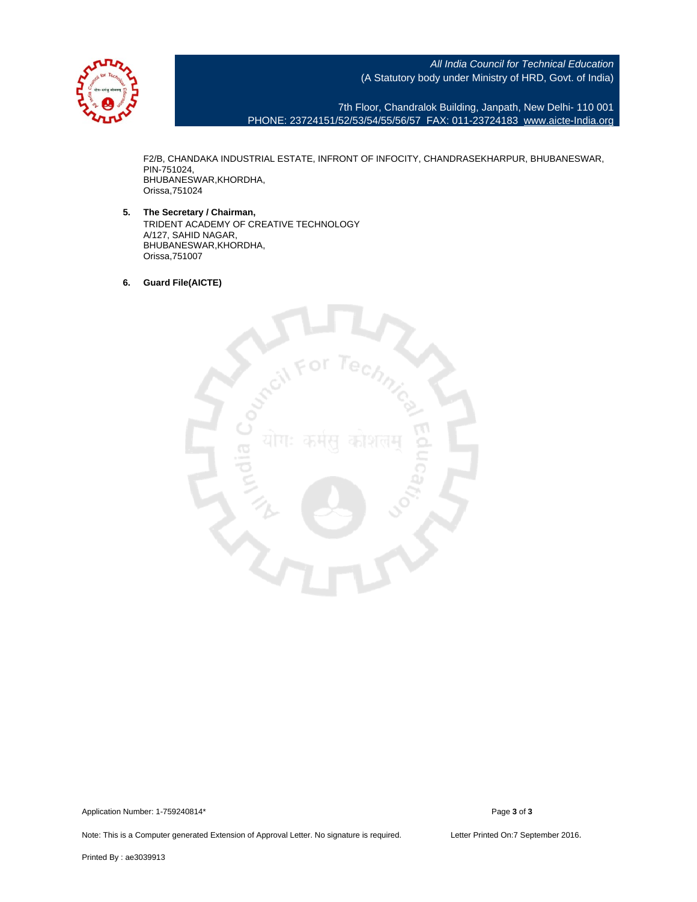F2/B, CHANDAKA INDUSTRIAL ESTATE, INFRONT OF INFOCITY, CHANDRASEKHARPUR, BHUBANESWAR, PIN-751024,
BHUBANESWAR,KHORDHA,
Orissa,751024

5. **The Secretary / Chairman,**
   TRIDENT ACADEMY OF CREATIVE TECHNOLOGY
   A/127, SAHID NAGAR,
   BHUBANESWAR,KHORDHA,
   Orissa,751007

6. **Guard File(AICTE)**

Application Number: 1-759240814*

Note: This is a Computer generated Extension of Approval Letter. No signature is required.

Letter Printed On:7 September 2016.

Printed By : ae3039913